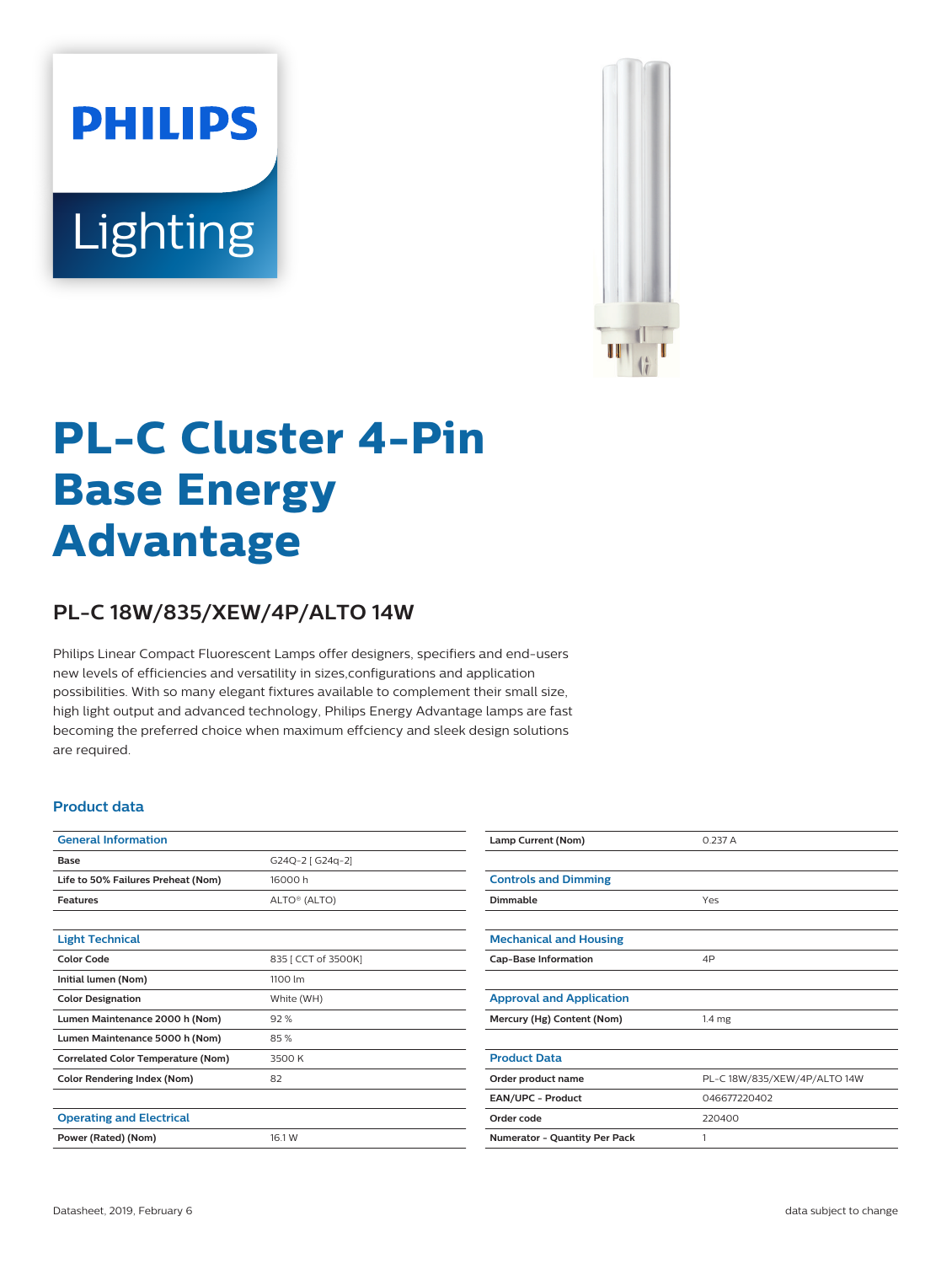PHILIPS

Lighting

# PL-C Cluster 4-Pin Base Energy Advantage

## PL-C 18W/835/XEW/4P/ALTO 14W

Philips Linear Compact Fluorescent Lamps offer designers, specifiers and end-users new levels of efficiencies and versatility in sizes,configurations and application possibilities. With so many elegant fixtures available to complement their small size, high light output and advanced technology, Philips Energy Advantage lamps are fast becoming the preferred choice when maximum effciency and sleek design solutions are required.

### Product data

| General Information | |
|---|---|
| Base | G24Q-2 [ G24q-2] |
| Life to 50% Failures Preheat (Nom) | 16000 h |
| Features | ALTO® (ALTO) |

| Light Technical | |
|---|---|
| Color Code | 835 [ CCT of 3500K] |
| Initial lumen (Nom) | 1100 lm |
| Color Designation | White (WH) |
| Lumen Maintenance 2000 h (Nom) | 92 % |
| Lumen Maintenance 5000 h (Nom) | 85 % |
| Correlated Color Temperature (Nom) | 3500 K |
| Color Rendering Index (Nom) | 82 |

| Operating and Electrical | |
|---|---|
| Power (Rated) (Nom) | 16.1 W |
| Lamp Current (Nom) | 0.237 A |

| Controls and Dimming | |
|---|---|
| Dimmable | Yes |

| Mechanical and Housing | |
|---|---|
| Cap-Base Information | 4P |

| Approval and Application | |
|---|---|
| Mercury (Hg) Content (Nom) | 1.4 mg |

| Product Data | |
|---|---|
| Order product name | PL-C 18W/835/XEW/4P/ALTO 14W |
| EAN/UPC - Product | 046677220402 |
| Order code | 220400 |
| Numerator - Quantity Per Pack | 1 |

Datasheet, 2019, February 6

data subject to change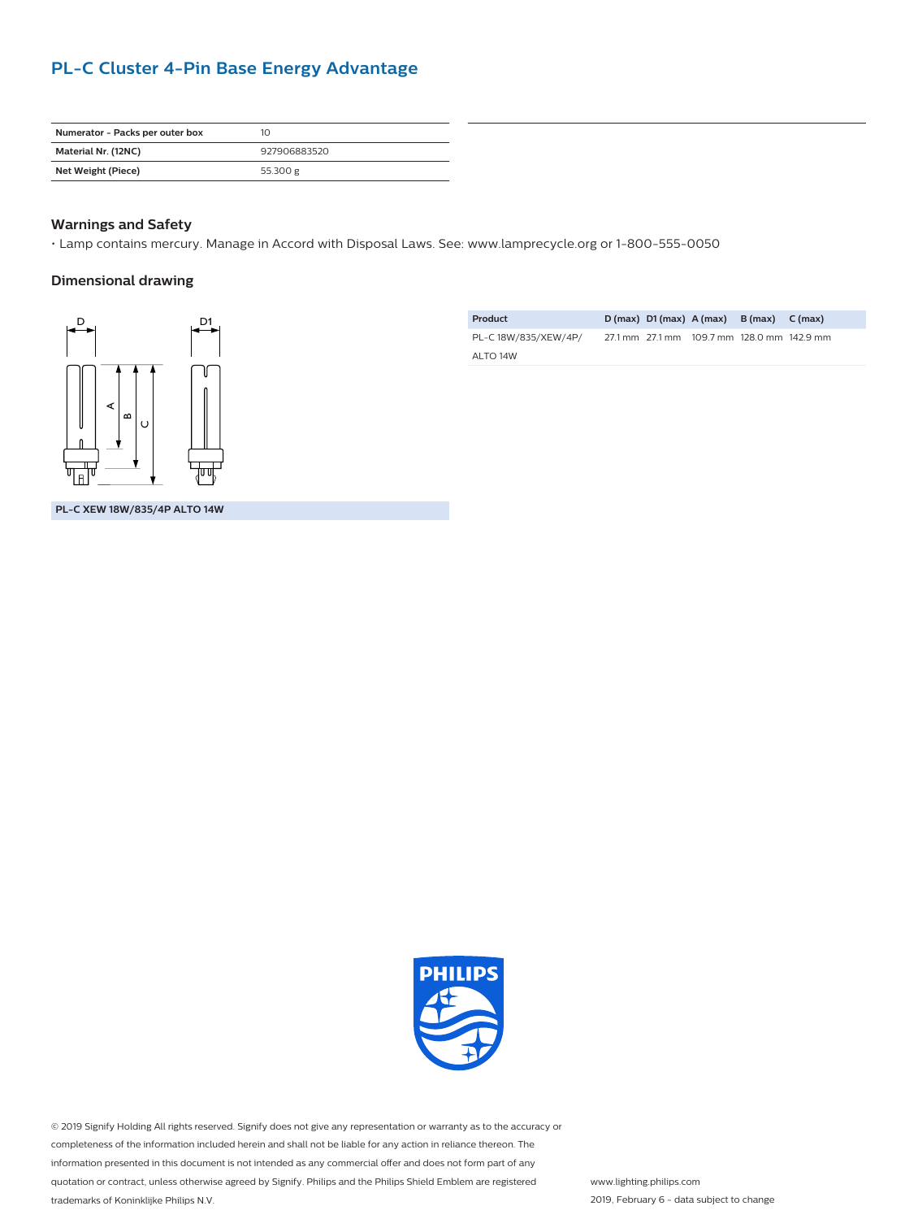## PL-C Cluster 4-Pin Base Energy Advantage

| | |
|---|---|
| **Numerator - Packs per outer box** | 10 |
| **Material Nr. (12NC)** | 927906883520 |
| **Net Weight (Piece)** | 55.300 g |

### Warnings and Safety

- Lamp contains mercury. Manage in Accord with Disposal Laws. See: www.lamprecycle.org or 1-800-555-0050

### Dimensional drawing

D

D1

A

B

C

**PL-C XEW 18W/835/4P ALTO 14W**

| Product | D (max) | D1 (max) | A (max) | B (max) | C (max) |
|---|---|---|---|---|---|
| PL-C 18W/835/XEW/4P/ ALTO 14W | 27.1 mm | 27.1 mm | 109.7 mm | 128.0 mm | 142.9 mm |

© 2019 Signify Holding All rights reserved. Signify does not give any representation or warranty as to the accuracy or completeness of the information included herein and shall not be liable for any action in reliance thereon. The information presented in this document is not intended as any commercial offer and does not form part of any quotation or contract, unless otherwise agreed by Signify. Philips and the Philips Shield Emblem are registered trademarks of Koninklijke Philips N.V.

www.lighting.philips.com

2019, February 6 - data subject to change